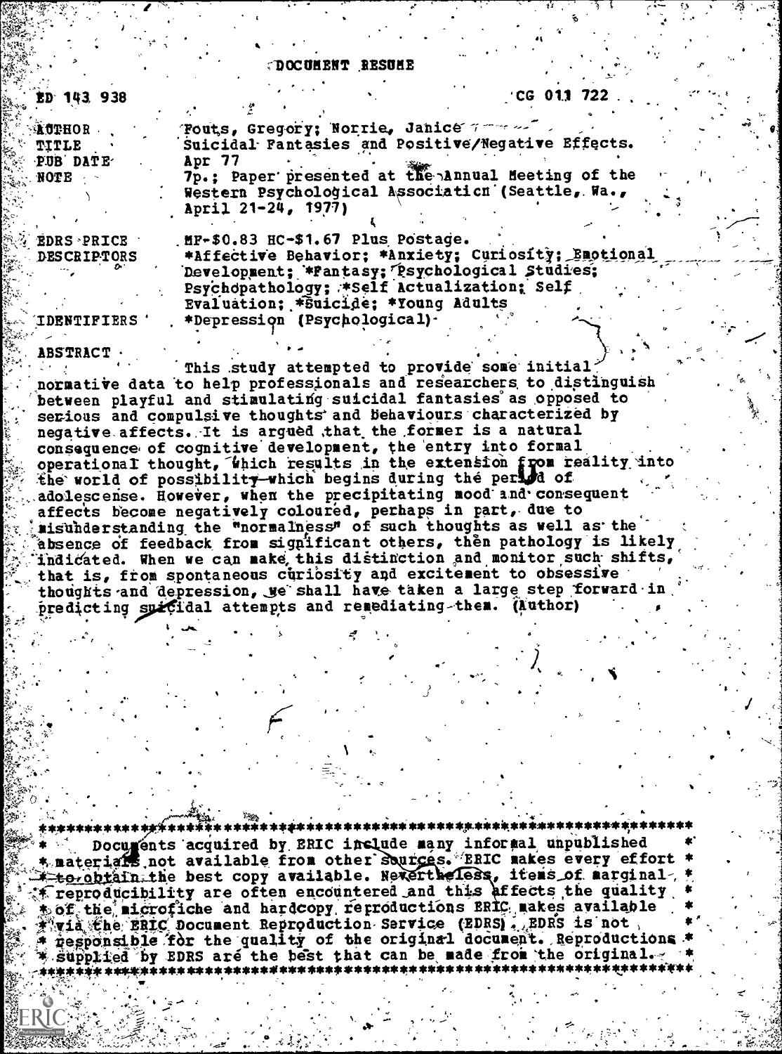# DOCUMENT RESUME

ED 143 938 CG 011 722

| | |
|---|---|
| AUTHOR | Fouts, Gregory; Norrie, Janice |
| TITLE | Suicidal Fantasies and Positive/Negative Effects. |
| PUB DATE | Apr 77 |
| NOTE | 7p.; Paper presented at the Annual Meeting of the Western Psychological Association (Seattle, Wa., April 21-24, 1977) |
| EDRS PRICE | MF-$0.83 HC-$1.67 Plus Postage. |
| DESCRIPTORS | *Affective Behavior; *Anxiety; Curiosity; Emotional Development; *Fantasy; Psychological Studies; Psychopathology; *Self Actualization; Self Evaluation; *Suicide; *Young Adults |
| IDENTIFIERS | *Depression (Psychological) |

ABSTRACT

This study attempted to provide some initial normative data to help professionals and researchers to distinguish between playful and stimulating suicidal fantasies as opposed to serious and compulsive thoughts and behaviours characterized by negative affects. It is argued that the former is a natural consequence of cognitive development, the entry into formal operational thought, which results in the extension from reality into the world of possibility—which begins during the period of adolescense. However, when the precipitating mood and consequent affects become negatively coloured, perhaps in part, due to misunderstanding the "normalness" of such thoughts as well as the absence of feedback from significant others, then pathology is likely indicated. When we can make this distinction and monitor such shifts, that is, from spontaneous curiosity and excitement to obsessive thoughts and depression, we shall have taken a large step forward in predicting suicidal attempts and remediating them. (Author)

---

Documents acquired by ERIC include many informal unpublished materials not available from other sources. ERIC makes every effort to obtain the best copy available. Nevertheless, items of marginal reproducibility are often encountered and this affects the quality of the microfiche and hardcopy reproductions ERIC makes available via the ERIC Document Reproduction Service (EDRS). EDRS is not responsible for the quality of the original document. Reproductions supplied by EDRS are the best that can be made from the original.

---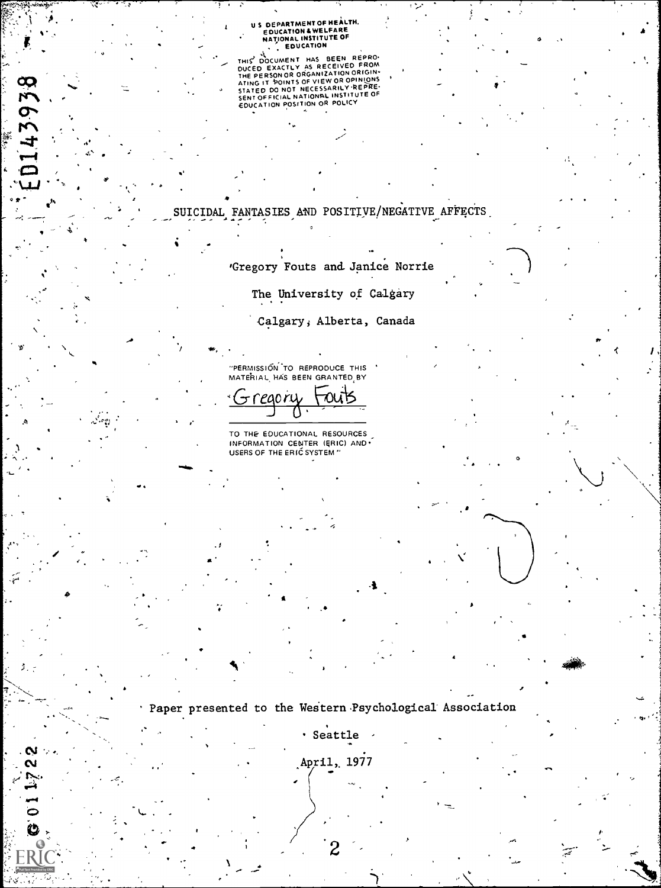U S DEPARTMENT OF HEALTH, EDUCATION & WELFARE
NATIONAL INSTITUTE OF EDUCATION

THIS DOCUMENT HAS BEEN REPRODUCED EXACTLY AS RECEIVED FROM THE PERSON OR ORGANIZATION ORIGINATING IT. POINTS OF VIEW OR OPINIONS STATED DO NOT NECESSARILY REPRESENT OFFICIAL NATIONAL INSTITUTE OF EDUCATION POSITION OR POLICY

ED143938

# SUICIDAL FANTASIES AND POSITIVE/NEGATIVE AFFECTS

Gregory Fouts and Janice Norrie

The University of Calgary

Calgary, Alberta, Canada

"PERMISSION TO REPRODUCE THIS MATERIAL HAS BEEN GRANTED BY

Gregory Fouts

TO THE EDUCATIONAL RESOURCES INFORMATION CENTER (ERIC) AND USERS OF THE ERIC SYSTEM"

Paper presented to the Western Psychological Association

Seattle

April, 1977

CG 011722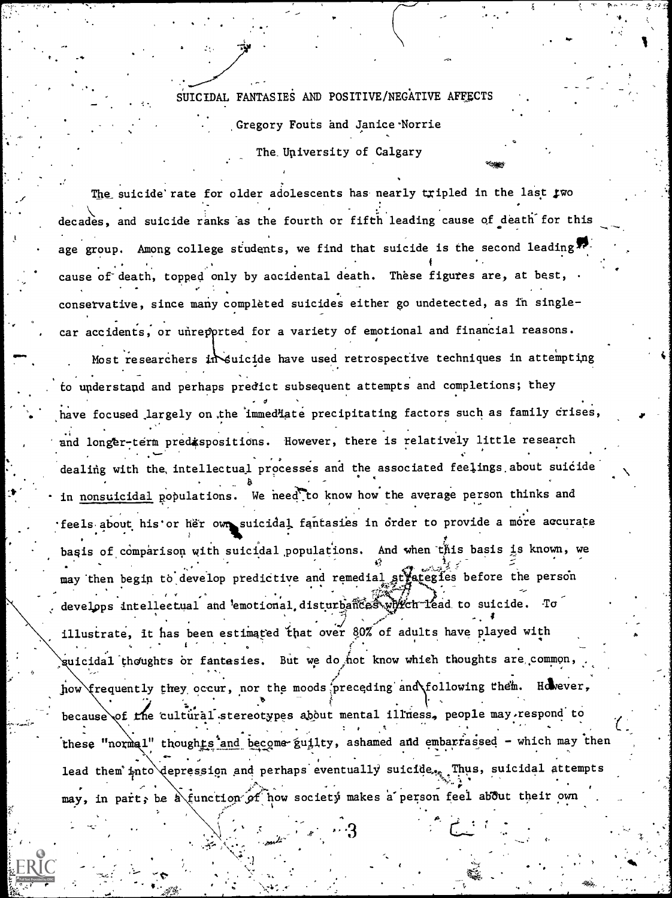# SUICIDAL FANTASIES AND POSITIVE/NEGATIVE AFFECTS

Gregory Fouts and Janice Norrie

The University of Calgary

The suicide rate for older adolescents has nearly tripled in the last two decades, and suicide ranks as the fourth or fifth leading cause of death for this age group. Among college students, we find that suicide is the second leading cause of death, topped only by accidental death. These figures are, at best, conservative, since many completed suicides either go undetected, as in single-car accidents, or unreported for a variety of emotional and financial reasons.

Most researchers in suicide have used retrospective techniques in attempting to understand and perhaps predict subsequent attempts and completions; they have focused largely on the immediate precipitating factors such as family crises, and longer-term predispositions. However, there is relatively little research dealing with the intellectual processes and the associated feelings about suicide in nonsuicidal populations. We need to know how the average person thinks and feels about his or her own suicidal fantasies in order to provide a more accurate basis of comparison with suicidal populations. And when this basis is known, we may then begin to develop predictive and remedial strategies before the person develops intellectual and emotional disturbances which lead to suicide. To illustrate, it has been estimated that over 80% of adults have played with suicidal thoughts or fantasies. But we do not know which thoughts are common, how frequently they occur, nor the moods preceding and following them. However, because of the cultural stereotypes about mental illness, people may respond to these "normal" thoughts and become guilty, ashamed and embarrassed - which may then lead them into depression and perhaps eventually suicide. Thus, suicidal attempts may, in part, be a function of how society makes a person feel about their own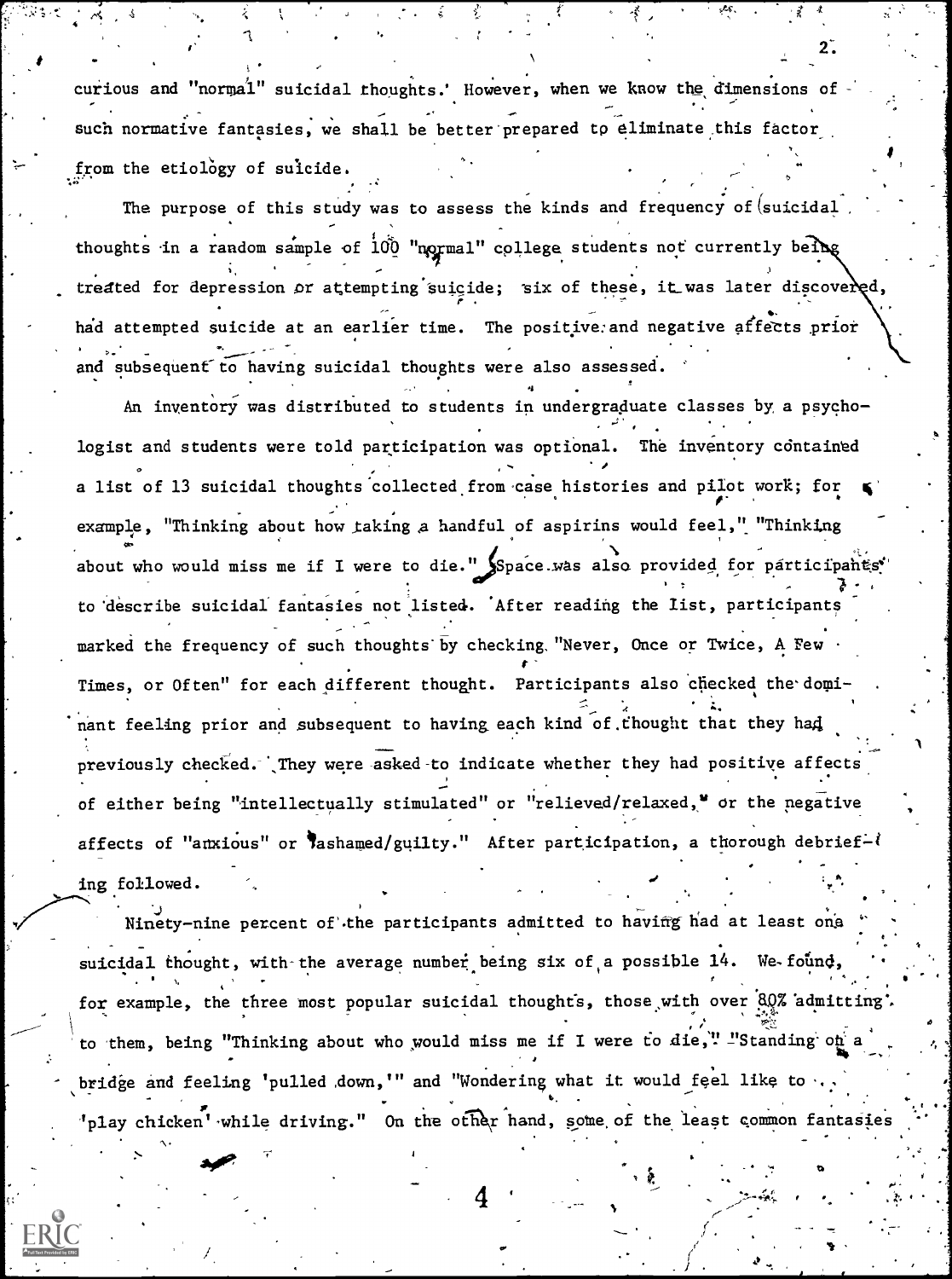curious and "normal" suicidal thoughts. However, when we know the dimensions of such normative fantasies, we shall be better prepared to eliminate this factor from the etiology of suicide.

The purpose of this study was to assess the kinds and frequency of suicidal thoughts in a random sample of 100 "normal" college students not currently being treated for depression or attempting suicide; six of these, it was later discovered, had attempted suicide at an earlier time. The positive and negative affects prior and subsequent to having suicidal thoughts were also assessed.

An inventory was distributed to students in undergraduate classes by a psychologist and students were told participation was optional. The inventory contained a list of 13 suicidal thoughts collected from case histories and pilot work; for example, "Thinking about how taking a handful of aspirins would feel," "Thinking about who would miss me if I were to die." Space was also provided for participants to describe suicidal fantasies not listed. After reading the list, participants marked the frequency of such thoughts by checking "Never, Once or Twice, A Few Times, or Often" for each different thought. Participants also checked the dominant feeling prior and subsequent to having each kind of thought that they had previously checked. They were asked to indicate whether they had positive affects of either being "intellectually stimulated" or "relieved/relaxed," or the negative affects of "anxious" or "ashamed/guilty." After participation, a thorough debriefing followed.

Ninety-nine percent of the participants admitted to having had at least one suicidal thought, with the average number being six of a possible 14. We found, for example, the three most popular suicidal thoughts, those with over 80% admitting to them, being "Thinking about who would miss me if I were to die," "Standing on a bridge and feeling 'pulled down,'" and "Wondering what it would feel like to 'play chicken' while driving." On the other hand, some of the least common fantasies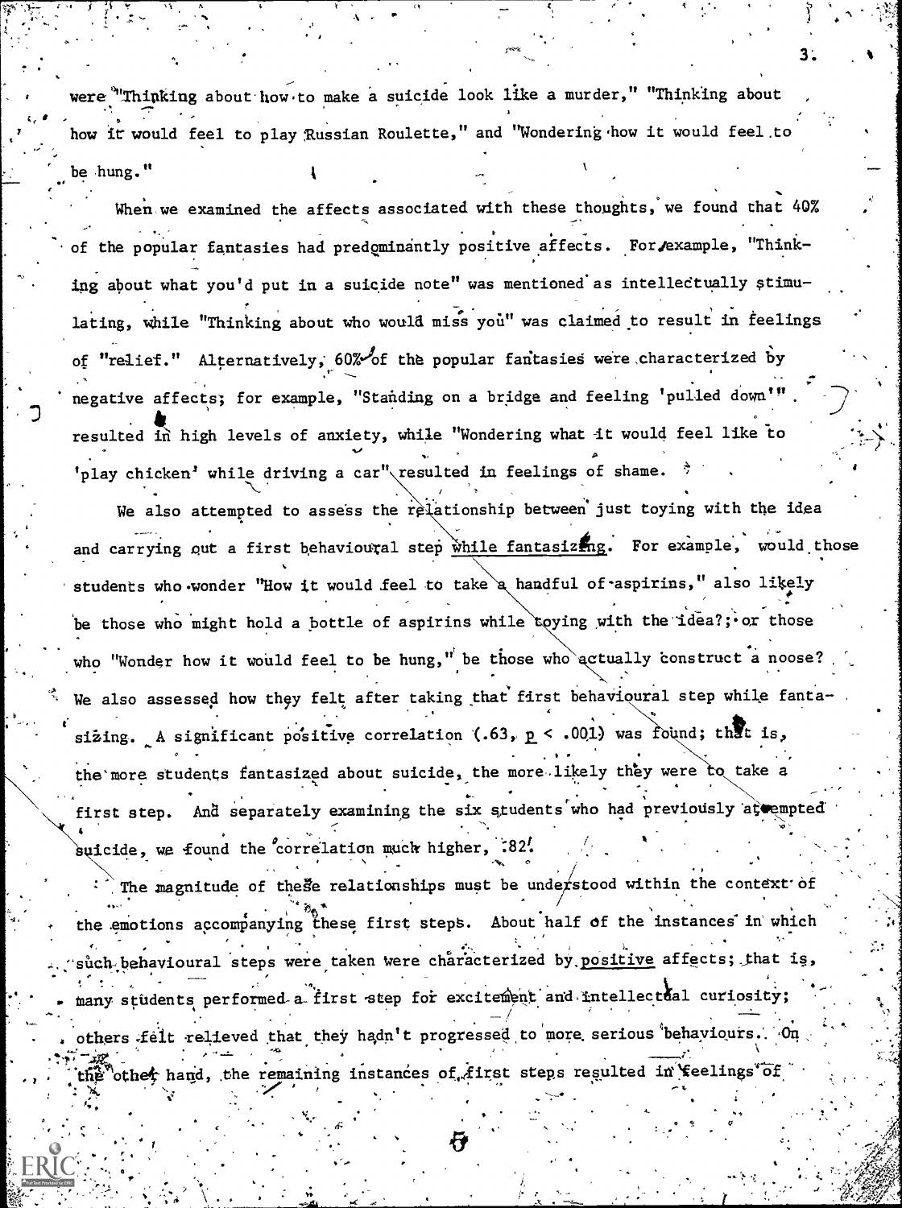were "Thinking about how to make a suicide look like a murder," "Thinking about how it would feel to play Russian Roulette," and "Wondering how it would feel to be hung."

When we examined the affects associated with these thoughts, we found that 40% of the popular fantasies had predominantly positive affects. For example, "Thinking about what you'd put in a suicide note" was mentioned as intellectually stimulating, while "Thinking about who would miss you" was claimed to result in feelings of "relief." Alternatively, 60% of the popular fantasies were characterized by negative affects; for example, "Standing on a bridge and feeling 'pulled down'" resulted in high levels of anxiety, while "Wondering what it would feel like to 'play chicken' while driving a car" resulted in feelings of shame.

We also attempted to assess the relationship between just toying with the idea and carrying out a first behavioural step while fantasizing. For example, would those students who wonder "How it would feel to take a handful of aspirins," also likely be those who might hold a bottle of aspirins while toying with the idea?; or those who "Wonder how it would feel to be hung," be those who actually construct a noose? We also assessed how they felt after taking that first behavioural step while fantasizing. A significant positive correlation (.63, $p < .001$) was found; that is, the more students fantasized about suicide, the more likely they were to take a first step. And separately examining the six students who had previously attempted suicide, we found the correlation much higher, .82.

The magnitude of these relationships must be understood within the context of the emotions accompanying these first steps. About half of the instances in which such behavioural steps were taken were characterized by positive affects; that is, many students performed a first step for excitement and intellectual curiosity; others felt relieved that they hadn't progressed to more serious behaviours. On the other hand, the remaining instances of first steps resulted in feelings of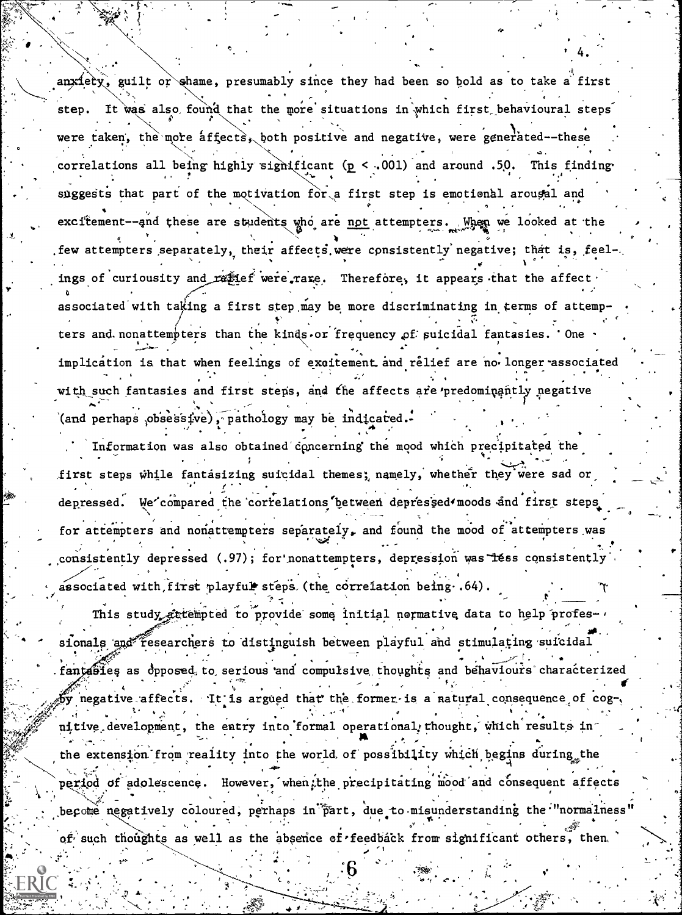anxiety, guilt or shame, presumably since they had been so bold as to take a first step. It was also found that the more situations in which first behavioural steps were taken, the more affects, both positive and negative, were generated--these correlations all being highly significant ($p < .001$) and around .50. This finding suggests that part of the motivation for a first step is emotional arousal and excitement--and these are students who are not attempters. When we looked at the few attempters separately, their affects were consistently negative; that is, feelings of curiousity and relief were rare. Therefore, it appears that the affect associated with taking a first step may be more discriminating in terms of attempters and nonattempters than the kinds or frequency of suicidal fantasies. One implication is that when feelings of excitement and relief are no longer associated with such fantasies and first steps, and the affects are predominantly negative (and perhaps obsessive), pathology may be indicated.

Information was also obtained concerning the mood which precipitated the first steps while fantasizing suicidal themes; namely, whether they were sad or depressed. We compared the correlations between depressed moods and first steps for attempters and nonattempters separately, and found the mood of attempters was consistently depressed (.97); for nonattempters, depression was less consistently associated with first playful steps (the correlation being .64).

This study attempted to provide some initial normative data to help professionals and researchers to distinguish between playful and stimulating suicidal fantasies as opposed to serious and compulsive thoughts and behaviours characterized by negative affects. It is argued that the former is a natural consequence of cognitive development, the entry into formal operational thought, which results in the extension from reality into the world of possibility which begins during the period of adolescence. However, when the precipitating mood and consequent affects become negatively coloured, perhaps in part, due to misunderstanding the "normalness" of such thoughts as well as the absence of feedback from significant others, then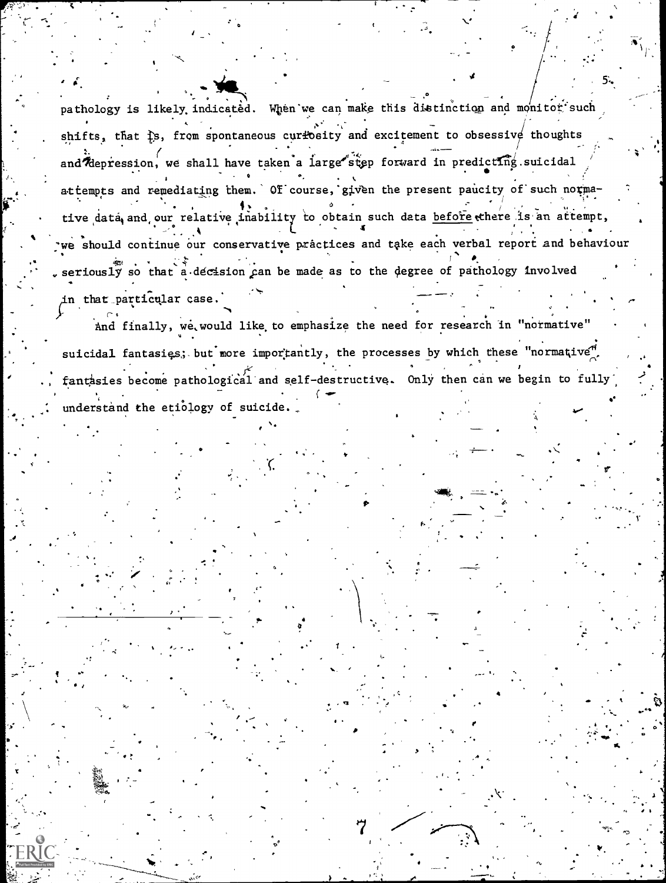pathology is likely indicated. When we can make this distinction and monitor such shifts, that is, from spontaneous curiosity and excitement to obsessive thoughts and depression, we shall have taken a large step forward in predicting suicidal attempts and remediating them. Of course, given the present paucity of such normative data, and our relative inability to obtain such data <u>before</u> there is an attempt, we should continue our conservative practices and take each verbal report and behaviour seriously so that a decision can be made as to the degree of pathology involved in that particular case.

And finally, we would like to emphasize the need for research in "normative" suicidal fantasies; but more importantly, the processes by which these "normative" fantasies become pathological and self-destructive. Only then can we begin to fully understand the etiology of suicide.